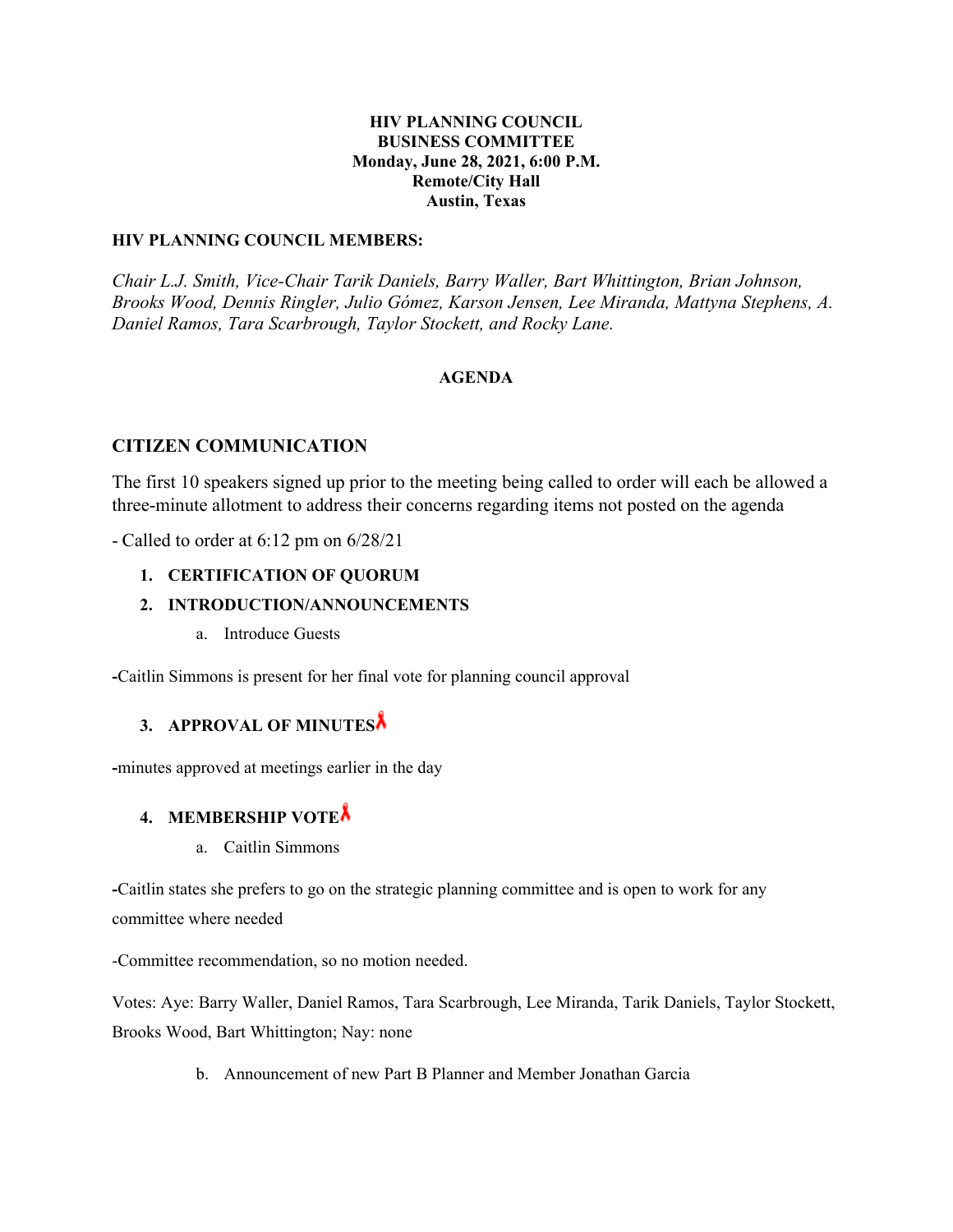**HIV PLANNING COUNCIL**
**BUSINESS COMMITTEE**
**Monday, June 28, 2021, 6:00 P.M.**
**Remote/City Hall**
**Austin, Texas**

**HIV PLANNING COUNCIL MEMBERS:**

*Chair L.J. Smith, Vice-Chair Tarik Daniels, Barry Waller, Bart Whittington, Brian Johnson, Brooks Wood, Dennis Ringler, Julio Gómez, Karson Jensen, Lee Miranda, Mattyna Stephens, A. Daniel Ramos, Tara Scarbrough, Taylor Stockett, and Rocky Lane.*

**AGENDA**

## CITIZEN COMMUNICATION

The first 10 speakers signed up prior to the meeting being called to order will each be allowed a three-minute allotment to address their concerns regarding items not posted on the agenda

- Called to order at 6:12 pm on 6/28/21

1. **CERTIFICATION OF QUORUM**
2. **INTRODUCTION/ANNOUNCEMENTS**
   a. Introduce Guests

-Caitlin Simmons is present for her final vote for planning council approval

3. **APPROVAL OF MINUTES**

-minutes approved at meetings earlier in the day

4. **MEMBERSHIP VOTE**
   a. Caitlin Simmons

-Caitlin states she prefers to go on the strategic planning committee and is open to work for any committee where needed

-Committee recommendation, so no motion needed.

Votes: Aye: Barry Waller, Daniel Ramos, Tara Scarbrough, Lee Miranda, Tarik Daniels, Taylor Stockett, Brooks Wood, Bart Whittington; Nay: none

   b. Announcement of new Part B Planner and Member Jonathan Garcia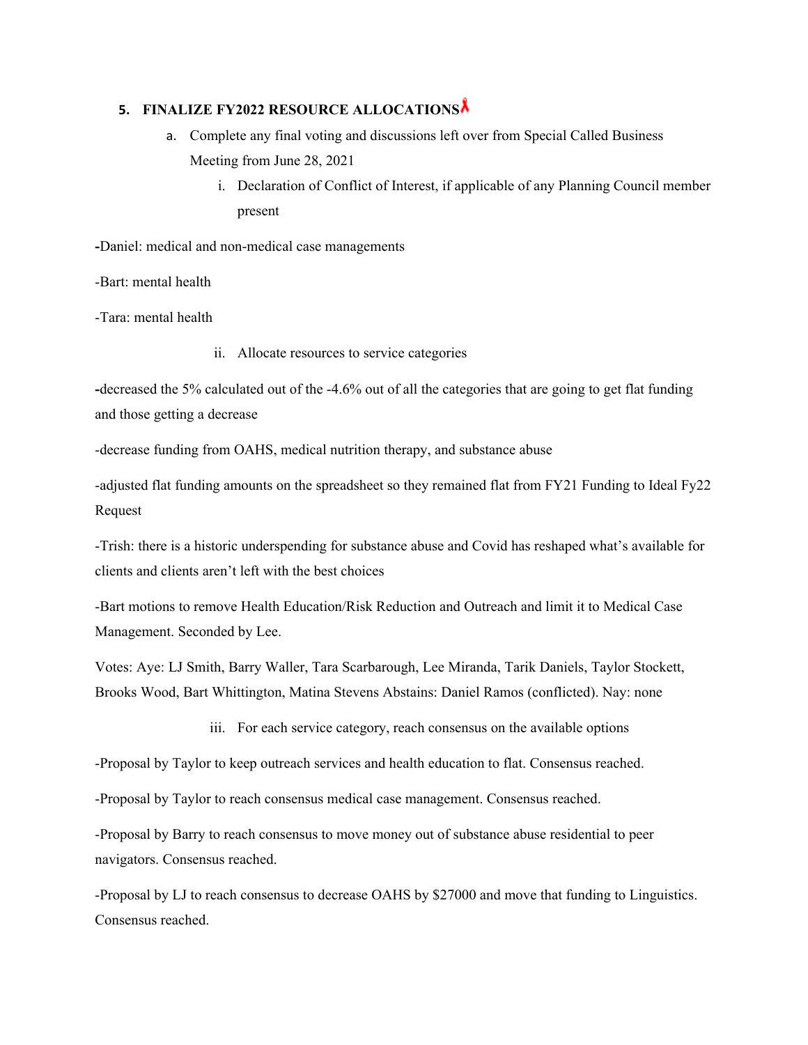5. **FINALIZE FY2022 RESOURCE ALLOCATIONS**

   a. Complete any final voting and discussions left over from Special Called Business Meeting from June 28, 2021

      i. Declaration of Conflict of Interest, if applicable of any Planning Council member present

-Daniel: medical and non-medical case managements

-Bart: mental health

-Tara: mental health

      ii. Allocate resources to service categories

-decreased the 5% calculated out of the -4.6% out of all the categories that are going to get flat funding and those getting a decrease

-decrease funding from OAHS, medical nutrition therapy, and substance abuse

-adjusted flat funding amounts on the spreadsheet so they remained flat from FY21 Funding to Ideal Fy22 Request

-Trish: there is a historic underspending for substance abuse and Covid has reshaped what's available for clients and clients aren't left with the best choices

-Bart motions to remove Health Education/Risk Reduction and Outreach and limit it to Medical Case Management. Seconded by Lee.

Votes: Aye: LJ Smith, Barry Waller, Tara Scarbarough, Lee Miranda, Tarik Daniels, Taylor Stockett, Brooks Wood, Bart Whittington, Matina Stevens Abstains: Daniel Ramos (conflicted). Nay: none

      iii. For each service category, reach consensus on the available options

-Proposal by Taylor to keep outreach services and health education to flat. Consensus reached.

-Proposal by Taylor to reach consensus medical case management. Consensus reached.

-Proposal by Barry to reach consensus to move money out of substance abuse residential to peer navigators. Consensus reached.

-Proposal by LJ to reach consensus to decrease OAHS by $27000 and move that funding to Linguistics. Consensus reached.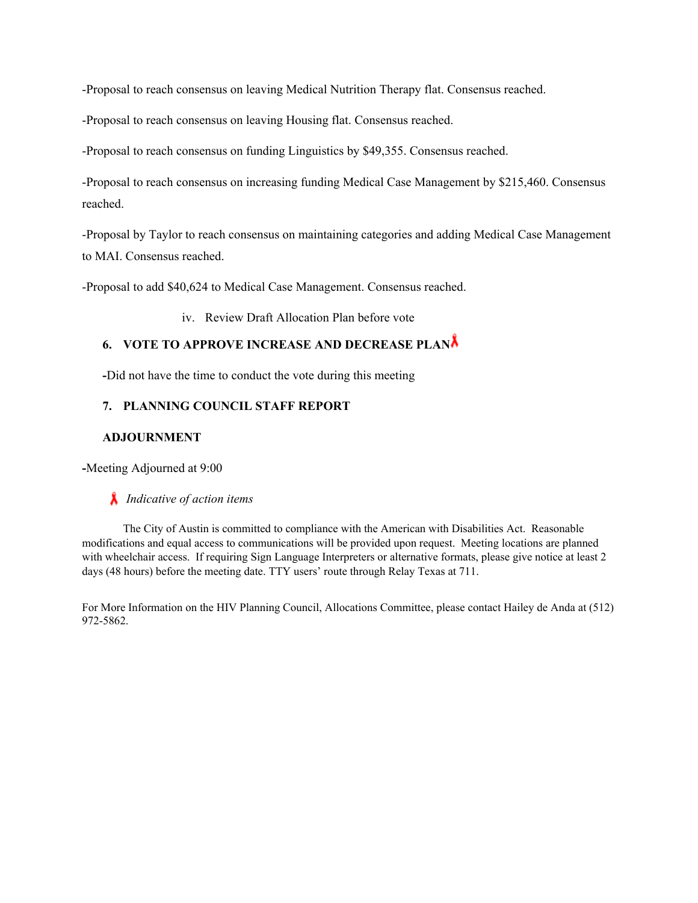-Proposal to reach consensus on leaving Medical Nutrition Therapy flat. Consensus reached.

-Proposal to reach consensus on leaving Housing flat. Consensus reached.

-Proposal to reach consensus on funding Linguistics by $49,355. Consensus reached.

-Proposal to reach consensus on increasing funding Medical Case Management by $215,460. Consensus reached.

-Proposal by Taylor to reach consensus on maintaining categories and adding Medical Case Management to MAI. Consensus reached.

-Proposal to add $40,624 to Medical Case Management. Consensus reached.

iv. Review Draft Allocation Plan before vote

**6. VOTE TO APPROVE INCREASE AND DECREASE PLAN** 🎗

**-**Did not have the time to conduct the vote during this meeting

**7. PLANNING COUNCIL STAFF REPORT**

**ADJOURNMENT**

**-**Meeting Adjourned at 9:00

🎗 *Indicative of action items*

The City of Austin is committed to compliance with the American with Disabilities Act. Reasonable modifications and equal access to communications will be provided upon request. Meeting locations are planned with wheelchair access. If requiring Sign Language Interpreters or alternative formats, please give notice at least 2 days (48 hours) before the meeting date. TTY users' route through Relay Texas at 711.

For More Information on the HIV Planning Council, Allocations Committee, please contact Hailey de Anda at (512) 972-5862.